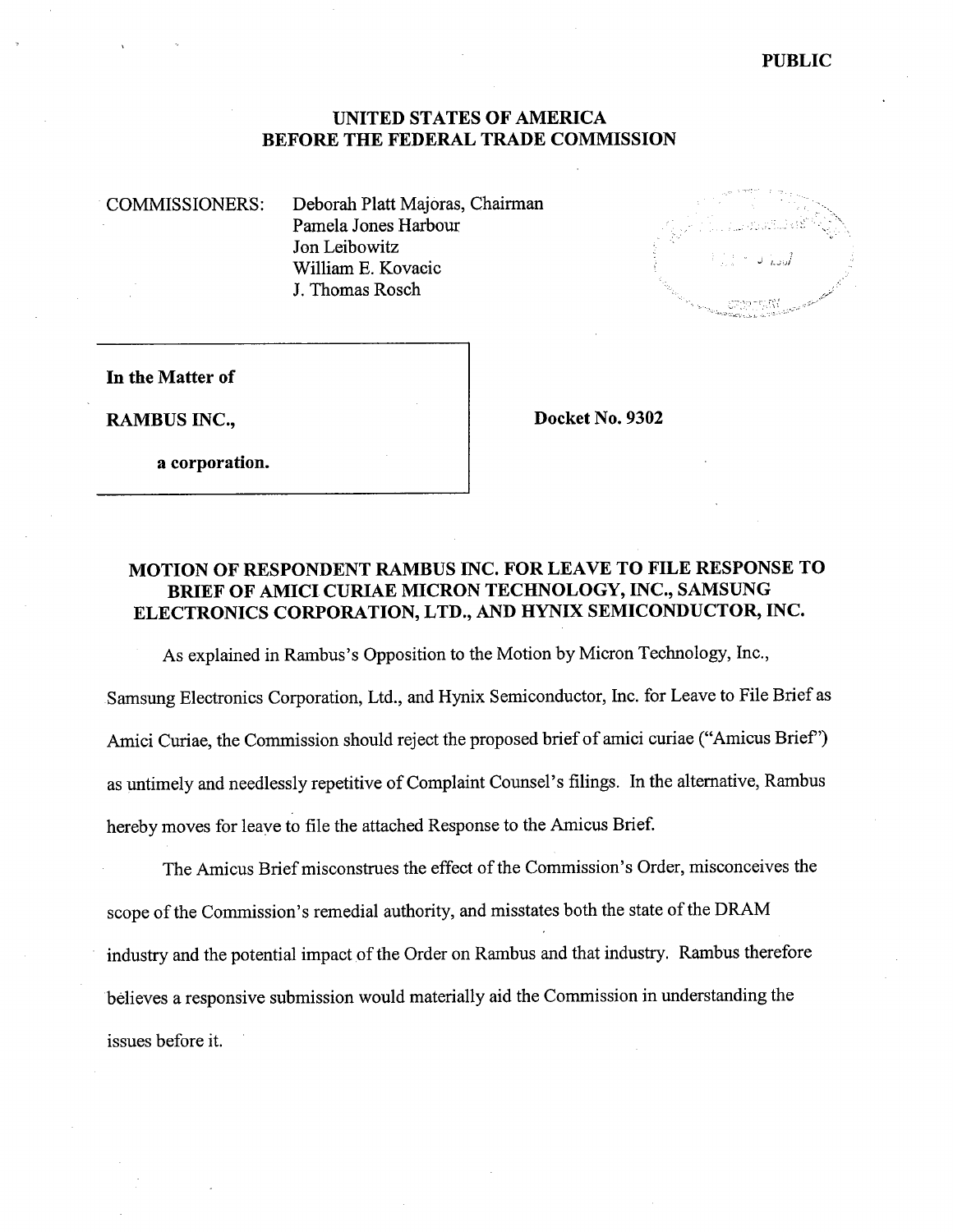**PUBLIC**

**UNITED STATES OF AMERICA**
**BEFORE THE FEDERAL TRADE COMMISSION**

COMMISSIONERS: Deborah Platt Majoras, Chairman
Pamela Jones Harbour
Jon Leibowitz
William E. Kovacic
J. Thomas Rosch

**In the Matter of**

**RAMBUS INC.,**

**a corporation.**

**Docket No. 9302**

## MOTION OF RESPONDENT RAMBUS INC. FOR LEAVE TO FILE RESPONSE TO BRIEF OF AMICI CURIAE MICRON TECHNOLOGY, INC., SAMSUNG ELECTRONICS CORPORATION, LTD., AND HYNIX SEMICONDUCTOR, INC.

As explained in Rambus's Opposition to the Motion by Micron Technology, Inc., Samsung Electronics Corporation, Ltd., and Hynix Semiconductor, Inc. for Leave to File Brief as Amici Curiae, the Commission should reject the proposed brief of amici curiae ("Amicus Brief") as untimely and needlessly repetitive of Complaint Counsel's filings. In the alternative, Rambus hereby moves for leave to file the attached Response to the Amicus Brief.

The Amicus Brief misconstrues the effect of the Commission's Order, misconceives the scope of the Commission's remedial authority, and misstates both the state of the DRAM industry and the potential impact of the Order on Rambus and that industry. Rambus therefore believes a responsive submission would materially aid the Commission in understanding the issues before it.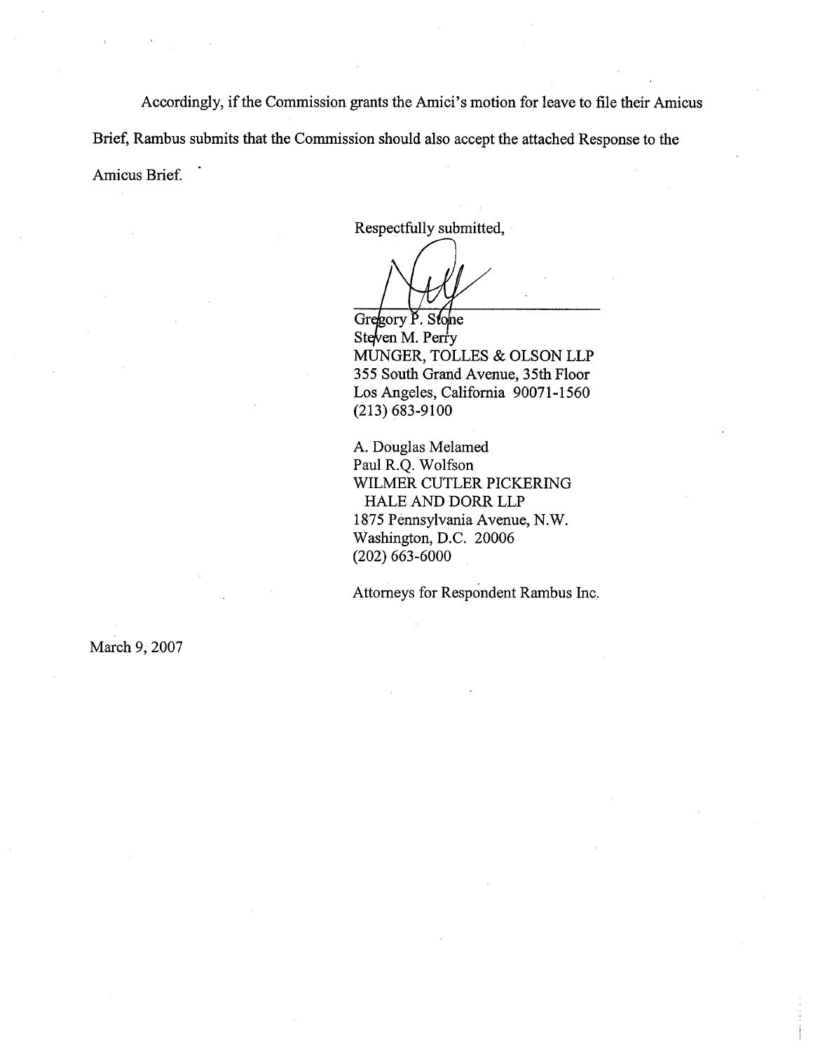Accordingly, if the Commission grants the Amici's motion for leave to file their Amicus Brief, Rambus submits that the Commission should also accept the attached Response to the Amicus Brief.

Respectfully submitted,

Gregory P. Stone  
Steven M. Perry  
MUNGER, TOLLES & OLSON LLP  
355 South Grand Avenue, 35th Floor  
Los Angeles, California 90071-1560  
(213) 683-9100

A. Douglas Melamed  
Paul R.Q. Wolfson  
WILMER CUTLER PICKERING  
HALE AND DORR LLP  
1875 Pennsylvania Avenue, N.W.  
Washington, D.C. 20006  
(202) 663-6000

Attorneys for Respondent Rambus Inc.

March 9, 2007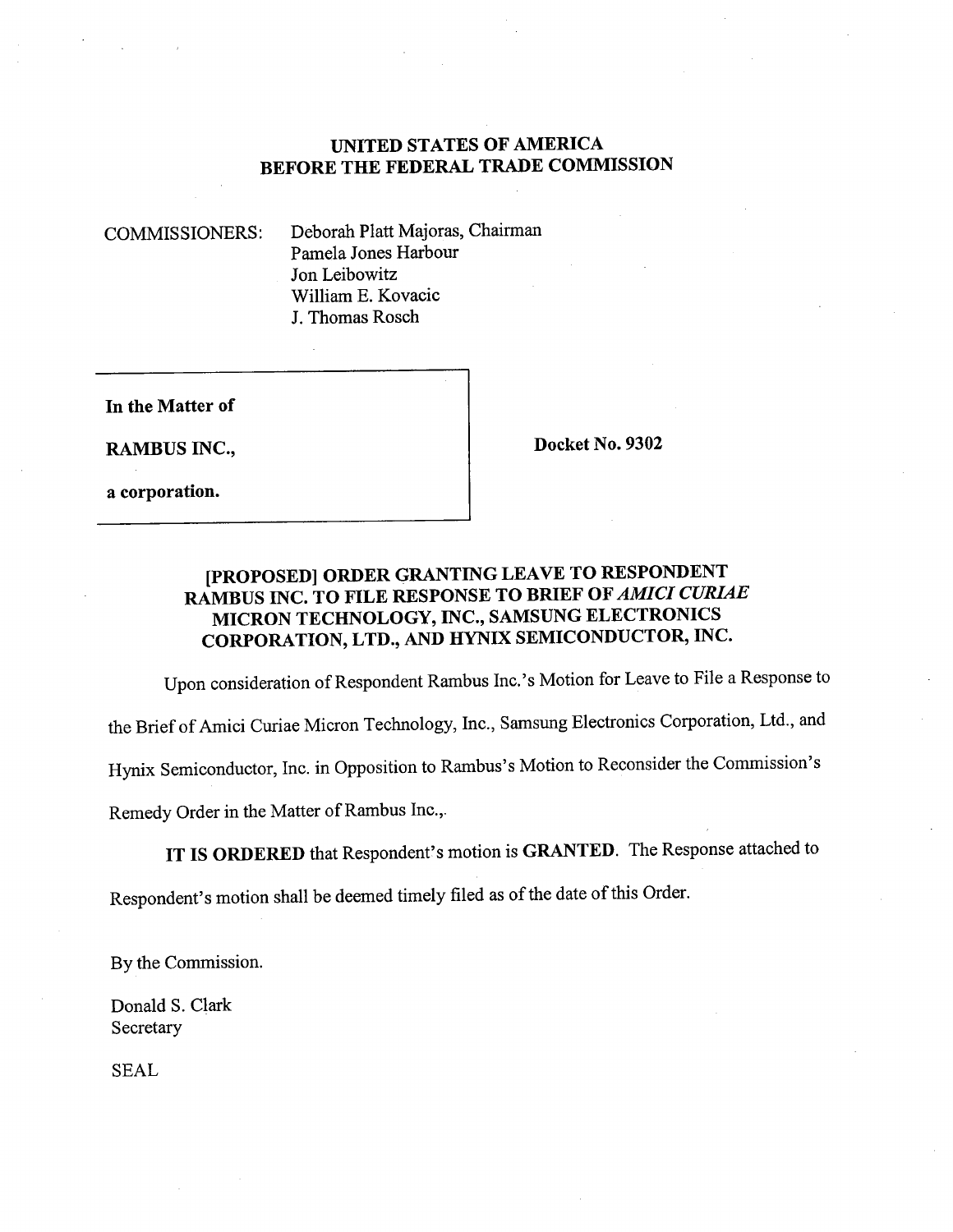**UNITED STATES OF AMERICA**
**BEFORE THE FEDERAL TRADE COMMISSION**

COMMISSIONERS: Deborah Platt Majoras, Chairman
Pamela Jones Harbour
Jon Leibowitz
William E. Kovacic
J. Thomas Rosch

| | |
|---|---|
| **In the Matter of**<br><br>**RAMBUS INC.,**<br><br>**a corporation.** | **Docket No. 9302** |

## [PROPOSED] ORDER GRANTING LEAVE TO RESPONDENT RAMBUS INC. TO FILE RESPONSE TO BRIEF OF *AMICI CURIAE* MICRON TECHNOLOGY, INC., SAMSUNG ELECTRONICS CORPORATION, LTD., AND HYNIX SEMICONDUCTOR, INC.

Upon consideration of Respondent Rambus Inc.'s Motion for Leave to File a Response to the Brief of Amici Curiae Micron Technology, Inc., Samsung Electronics Corporation, Ltd., and Hynix Semiconductor, Inc. in Opposition to Rambus's Motion to Reconsider the Commission's Remedy Order in the Matter of Rambus Inc.,.

**IT IS ORDERED** that Respondent's motion is **GRANTED**. The Response attached to Respondent's motion shall be deemed timely filed as of the date of this Order.

By the Commission.

Donald S. Clark
Secretary

SEAL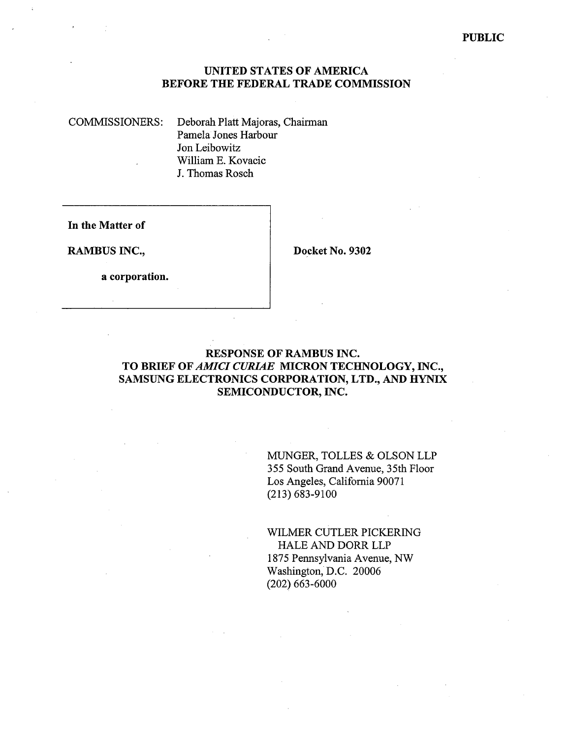PUBLIC

# UNITED STATES OF AMERICA
# BEFORE THE FEDERAL TRADE COMMISSION

COMMISSIONERS: Deborah Platt Majoras, Chairman
Pamela Jones Harbour
Jon Leibowitz
William E. Kovacic
J. Thomas Rosch

**In the Matter of**

**RAMBUS INC.,**

**a corporation.**

**Docket No. 9302**

## RESPONSE OF RAMBUS INC. TO BRIEF OF *AMICI CURIAE* MICRON TECHNOLOGY, INC., SAMSUNG ELECTRONICS CORPORATION, LTD., AND HYNIX SEMICONDUCTOR, INC.

MUNGER, TOLLES & OLSON LLP
355 South Grand Avenue, 35th Floor
Los Angeles, California 90071
(213) 683-9100

WILMER CUTLER PICKERING
HALE AND DORR LLP
1875 Pennsylvania Avenue, NW
Washington, D.C. 20006
(202) 663-6000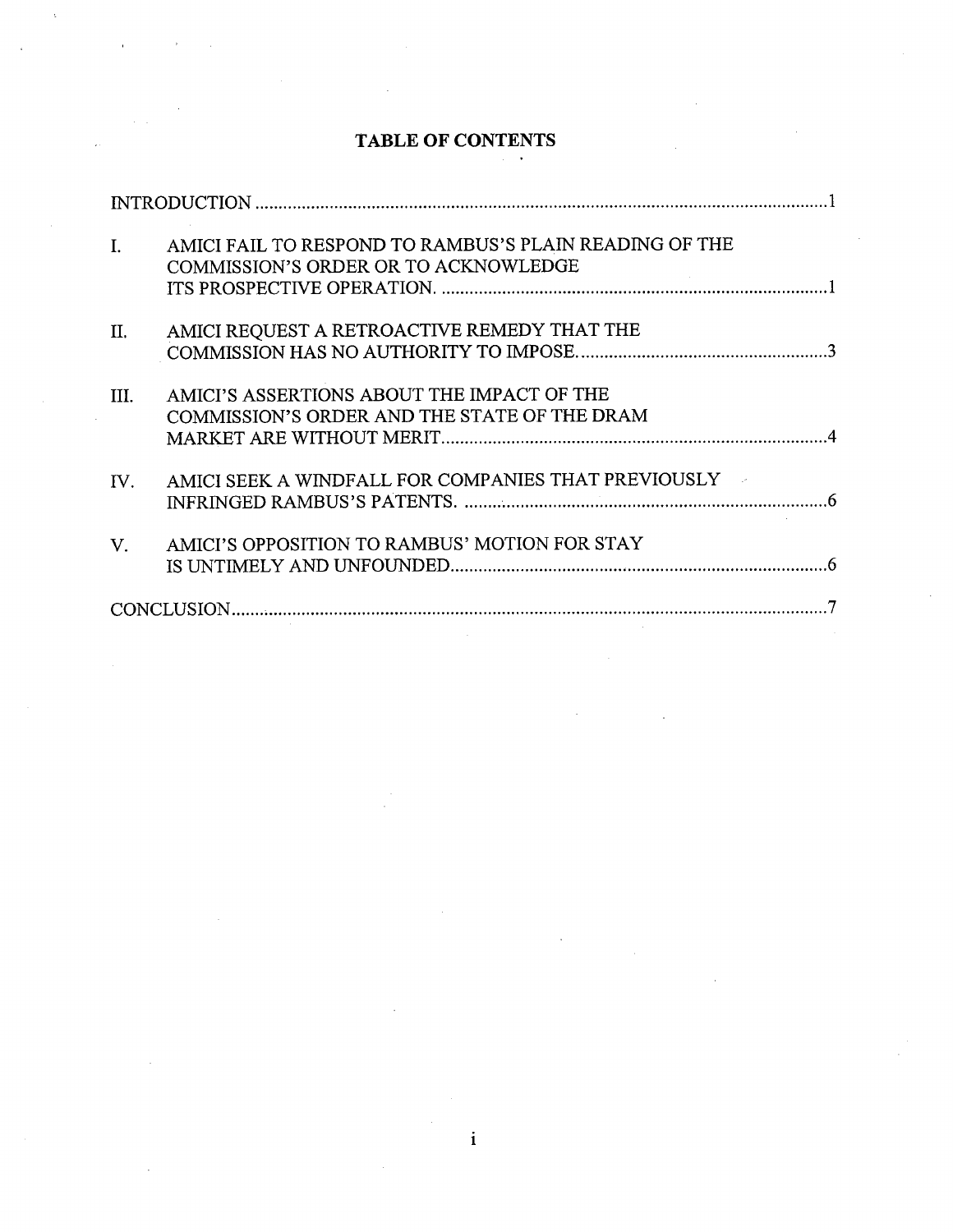# TABLE OF CONTENTS

| | | |
|---|---|---|
| INTRODUCTION | | 1 |
| I. | AMICI FAIL TO RESPOND TO RAMBUS'S PLAIN READING OF THE COMMISSION'S ORDER OR TO ACKNOWLEDGE ITS PROSPECTIVE OPERATION. | 1 |
| II. | AMICI REQUEST A RETROACTIVE REMEDY THAT THE COMMISSION HAS NO AUTHORITY TO IMPOSE. | 3 |
| III. | AMICI'S ASSERTIONS ABOUT THE IMPACT OF THE COMMISSION'S ORDER AND THE STATE OF THE DRAM MARKET ARE WITHOUT MERIT. | 4 |
| IV. | AMICI SEEK A WINDFALL FOR COMPANIES THAT PREVIOUSLY INFRINGED RAMBUS'S PATENTS. | 6 |
| V. | AMICI'S OPPOSITION TO RAMBUS' MOTION FOR STAY IS UNTIMELY AND UNFOUNDED | 6 |
| CONCLUSION | | 7 |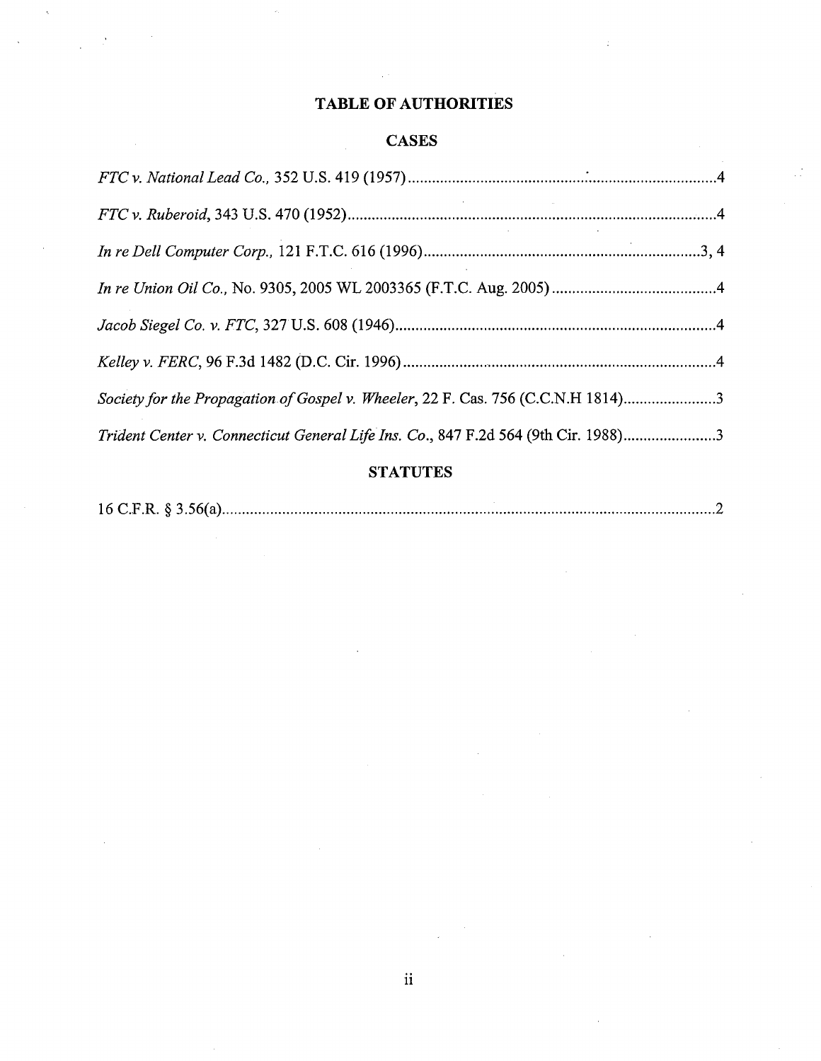# TABLE OF AUTHORITIES

## CASES

*FTC v. National Lead Co.*, 352 U.S. 419 (1957) .......................................................................... 4

*FTC v. Ruberoid*, 343 U.S. 470 (1952) .......................................................................................... 4

*In re Dell Computer Corp.*, 121 F.T.C. 616 (1996) ................................................................. 3, 4

*In re Union Oil Co.*, No. 9305, 2005 WL 2003365 (F.T.C. Aug. 2005) ........................................ 4

*Jacob Siegel Co. v. FTC*, 327 U.S. 608 (1946) .............................................................................. 4

*Kelley v. FERC*, 96 F.3d 1482 (D.C. Cir. 1996) ............................................................................. 4

*Society for the Propagation of Gospel v. Wheeler*, 22 F. Cas. 756 (C.C.N.H 1814) ....................... 3

*Trident Center v. Connecticut General Life Ins. Co.*, 847 F.2d 564 (9th Cir. 1988) ....................... 3

## STATUTES

16 C.F.R. § 3.56(a) .......................................................................................................................... 2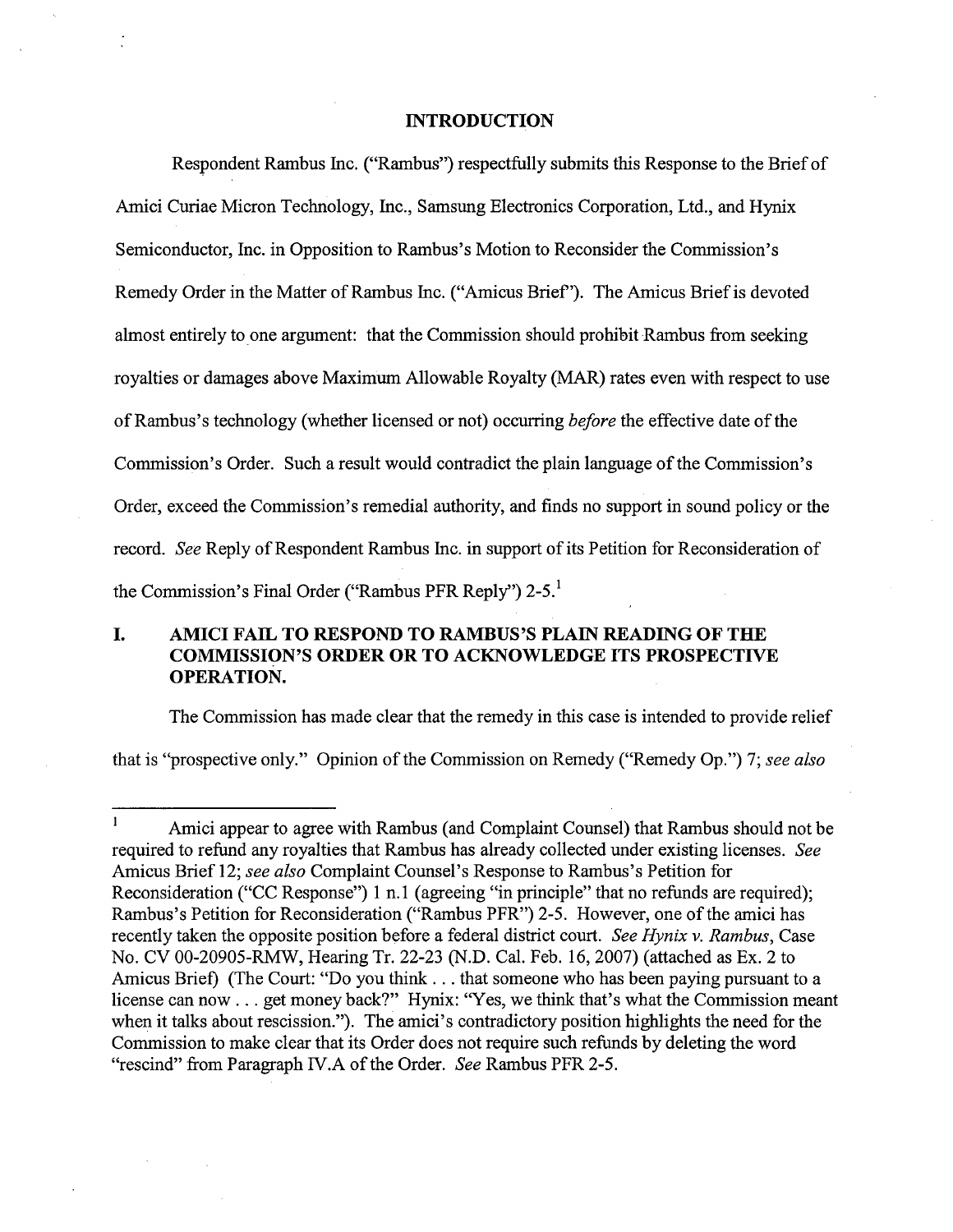## INTRODUCTION

Respondent Rambus Inc. ("Rambus") respectfully submits this Response to the Brief of Amici Curiae Micron Technology, Inc., Samsung Electronics Corporation, Ltd., and Hynix Semiconductor, Inc. in Opposition to Rambus's Motion to Reconsider the Commission's Remedy Order in the Matter of Rambus Inc. ("Amicus Brief"). The Amicus Brief is devoted almost entirely to one argument: that the Commission should prohibit Rambus from seeking royalties or damages above Maximum Allowable Royalty (MAR) rates even with respect to use of Rambus's technology (whether licensed or not) occurring *before* the effective date of the Commission's Order. Such a result would contradict the plain language of the Commission's Order, exceed the Commission's remedial authority, and finds no support in sound policy or the record. *See* Reply of Respondent Rambus Inc. in support of its Petition for Reconsideration of the Commission's Final Order ("Rambus PFR Reply") 2-5.[1]

## I. AMICI FAIL TO RESPOND TO RAMBUS'S PLAIN READING OF THE COMMISSION'S ORDER OR TO ACKNOWLEDGE ITS PROSPECTIVE OPERATION.

The Commission has made clear that the remedy in this case is intended to provide relief that is "prospective only." Opinion of the Commission on Remedy ("Remedy Op.") 7; *see also*

---

[1] Amici appear to agree with Rambus (and Complaint Counsel) that Rambus should not be required to refund any royalties that Rambus has already collected under existing licenses. *See* Amicus Brief 12; *see also* Complaint Counsel's Response to Rambus's Petition for Reconsideration ("CC Response") 1 n.1 (agreeing "in principle" that no refunds are required); Rambus's Petition for Reconsideration ("Rambus PFR") 2-5. However, one of the amici has recently taken the opposite position before a federal district court. *See Hynix v. Rambus*, Case No. CV 00-20905-RMW, Hearing Tr. 22-23 (N.D. Cal. Feb. 16, 2007) (attached as Ex. 2 to Amicus Brief) (The Court: "Do you think . . . that someone who has been paying pursuant to a license can now . . . get money back?" Hynix: "Yes, we think that's what the Commission meant when it talks about rescission."). The amici's contradictory position highlights the need for the Commission to make clear that its Order does not require such refunds by deleting the word "rescind" from Paragraph IV.A of the Order. *See* Rambus PFR 2-5.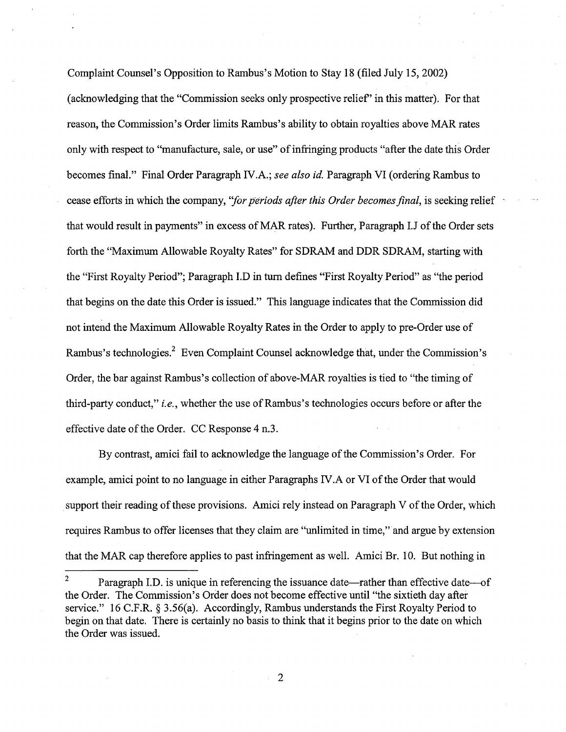Complaint Counsel's Opposition to Rambus's Motion to Stay 18 (filed July 15, 2002) (acknowledging that the "Commission seeks only prospective relief" in this matter). For that reason, the Commission's Order limits Rambus's ability to obtain royalties above MAR rates only with respect to "manufacture, sale, or use" of infringing products "after the date this Order becomes final." Final Order Paragraph IV.A.; *see also id.* Paragraph VI (ordering Rambus to cease efforts in which the company, "*for periods after this Order becomes final*, is seeking relief that would result in payments" in excess of MAR rates). Further, Paragraph I.J of the Order sets forth the "Maximum Allowable Royalty Rates" for SDRAM and DDR SDRAM, starting with the "First Royalty Period"; Paragraph I.D in turn defines "First Royalty Period" as "the period that begins on the date this Order is issued." This language indicates that the Commission did not intend the Maximum Allowable Royalty Rates in the Order to apply to pre-Order use of Rambus's technologies.[2] Even Complaint Counsel acknowledge that, under the Commission's Order, the bar against Rambus's collection of above-MAR royalties is tied to "the timing of third-party conduct," *i.e.*, whether the use of Rambus's technologies occurs before or after the effective date of the Order. CC Response 4 n.3.

By contrast, amici fail to acknowledge the language of the Commission's Order. For example, amici point to no language in either Paragraphs IV.A or VI of the Order that would support their reading of these provisions. Amici rely instead on Paragraph V of the Order, which requires Rambus to offer licenses that they claim are "unlimited in time," and argue by extension that the MAR cap therefore applies to past infringement as well. Amici Br. 10. But nothing in

---

[2] Paragraph I.D. is unique in referencing the issuance date—rather than effective date—of the Order. The Commission's Order does not become effective until "the sixtieth day after service." 16 C.F.R. § 3.56(a). Accordingly, Rambus understands the First Royalty Period to begin on that date. There is certainly no basis to think that it begins prior to the date on which the Order was issued.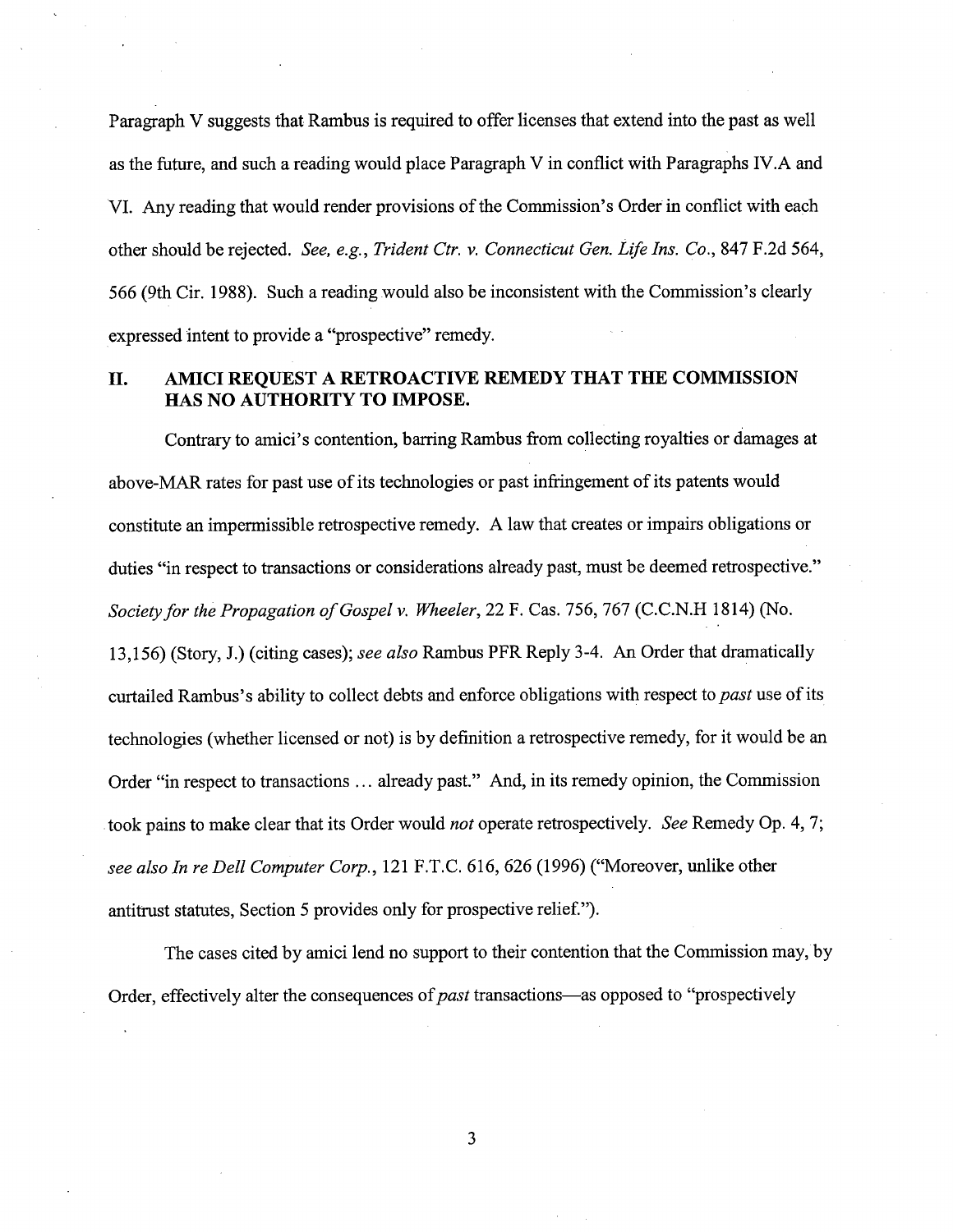Paragraph V suggests that Rambus is required to offer licenses that extend into the past as well as the future, and such a reading would place Paragraph V in conflict with Paragraphs IV.A and VI. Any reading that would render provisions of the Commission's Order in conflict with each other should be rejected. *See, e.g., Trident Ctr. v. Connecticut Gen. Life Ins. Co.*, 847 F.2d 564, 566 (9th Cir. 1988). Such a reading would also be inconsistent with the Commission's clearly expressed intent to provide a "prospective" remedy.

## II. AMICI REQUEST A RETROACTIVE REMEDY THAT THE COMMISSION HAS NO AUTHORITY TO IMPOSE.

Contrary to amici's contention, barring Rambus from collecting royalties or damages at above-MAR rates for past use of its technologies or past infringement of its patents would constitute an impermissible retrospective remedy. A law that creates or impairs obligations or duties "in respect to transactions or considerations already past, must be deemed retrospective." *Society for the Propagation of Gospel v. Wheeler*, 22 F. Cas. 756, 767 (C.C.N.H 1814) (No. 13,156) (Story, J.) (citing cases); *see also* Rambus PFR Reply 3-4. An Order that dramatically curtailed Rambus's ability to collect debts and enforce obligations with respect to *past* use of its technologies (whether licensed or not) is by definition a retrospective remedy, for it would be an Order "in respect to transactions ... already past." And, in its remedy opinion, the Commission took pains to make clear that its Order would *not* operate retrospectively. *See* Remedy Op. 4, 7; *see also In re Dell Computer Corp.*, 121 F.T.C. 616, 626 (1996) ("Moreover, unlike other antitrust statutes, Section 5 provides only for prospective relief.").

The cases cited by amici lend no support to their contention that the Commission may, by Order, effectively alter the consequences of *past* transactions—as opposed to "prospectively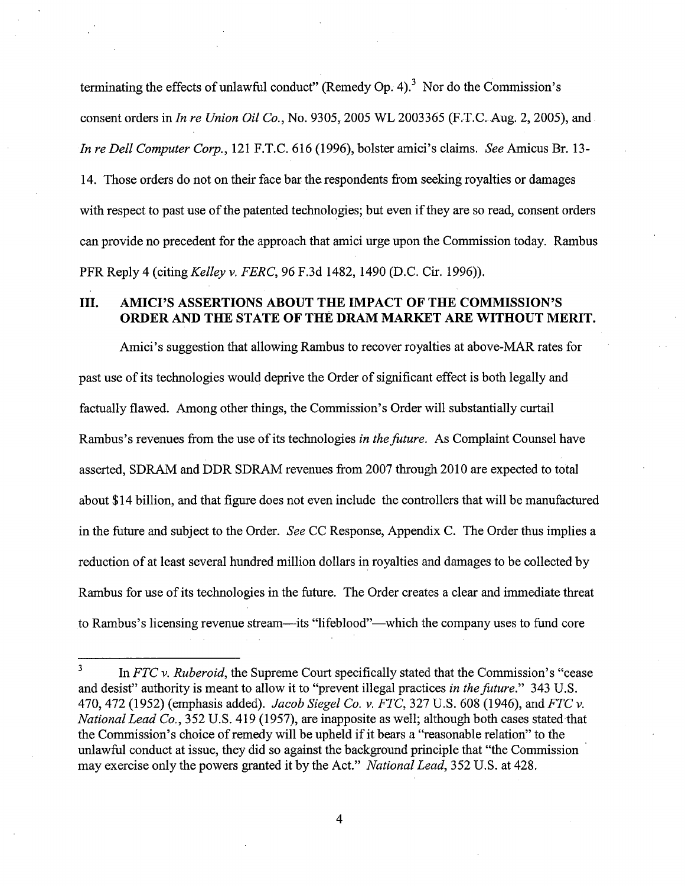terminating the effects of unlawful conduct" (Remedy Op. 4).[3] Nor do the Commission's consent orders in *In re Union Oil Co.*, No. 9305, 2005 WL 2003365 (F.T.C. Aug. 2, 2005), and *In re Dell Computer Corp.*, 121 F.T.C. 616 (1996), bolster amici's claims. *See* Amicus Br. 13-14. Those orders do not on their face bar the respondents from seeking royalties or damages with respect to past use of the patented technologies; but even if they are so read, consent orders can provide no precedent for the approach that amici urge upon the Commission today. Rambus PFR Reply 4 (citing *Kelley v. FERC*, 96 F.3d 1482, 1490 (D.C. Cir. 1996)).

## III. AMICI'S ASSERTIONS ABOUT THE IMPACT OF THE COMMISSION'S ORDER AND THE STATE OF THE DRAM MARKET ARE WITHOUT MERIT.

Amici's suggestion that allowing Rambus to recover royalties at above-MAR rates for past use of its technologies would deprive the Order of significant effect is both legally and factually flawed. Among other things, the Commission's Order will substantially curtail Rambus's revenues from the use of its technologies *in the future*. As Complaint Counsel have asserted, SDRAM and DDR SDRAM revenues from 2007 through 2010 are expected to total about $14 billion, and that figure does not even include the controllers that will be manufactured in the future and subject to the Order. *See* CC Response, Appendix C. The Order thus implies a reduction of at least several hundred million dollars in royalties and damages to be collected by Rambus for use of its technologies in the future. The Order creates a clear and immediate threat to Rambus's licensing revenue stream—its "lifeblood"—which the company uses to fund core

---

[3] In *FTC v. Ruberoid*, the Supreme Court specifically stated that the Commission's "cease and desist" authority is meant to allow it to "prevent illegal practices *in the future*." 343 U.S. 470, 472 (1952) (emphasis added). *Jacob Siegel Co. v. FTC*, 327 U.S. 608 (1946), and *FTC v. National Lead Co.*, 352 U.S. 419 (1957), are inapposite as well; although both cases stated that the Commission's choice of remedy will be upheld if it bears a "reasonable relation" to the unlawful conduct at issue, they did so against the background principle that "the Commission may exercise only the powers granted it by the Act." *National Lead*, 352 U.S. at 428.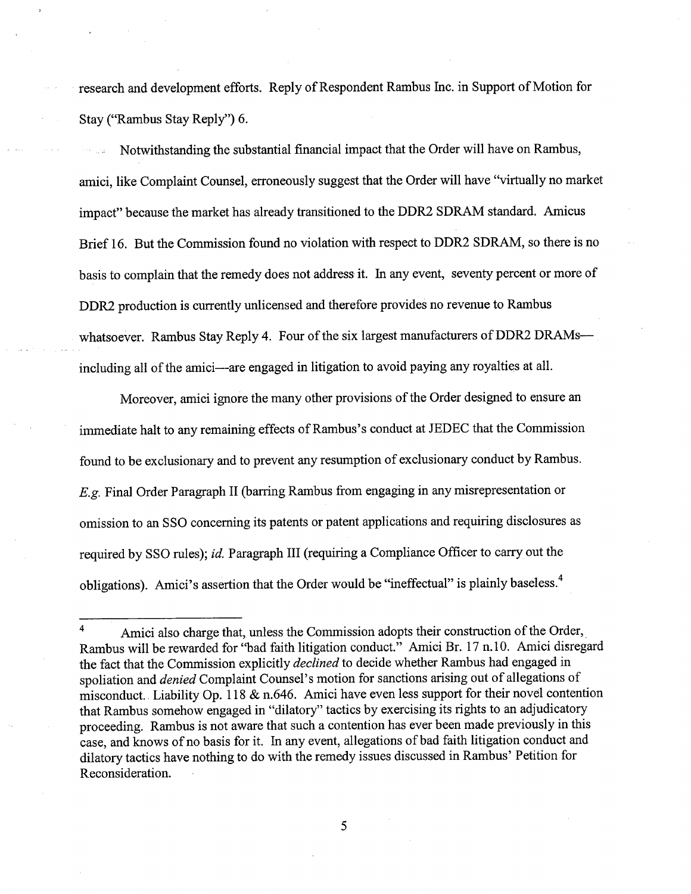research and development efforts. Reply of Respondent Rambus Inc. in Support of Motion for Stay ("Rambus Stay Reply") 6.

Notwithstanding the substantial financial impact that the Order will have on Rambus, amici, like Complaint Counsel, erroneously suggest that the Order will have "virtually no market impact" because the market has already transitioned to the DDR2 SDRAM standard. Amicus Brief 16. But the Commission found no violation with respect to DDR2 SDRAM, so there is no basis to complain that the remedy does not address it. In any event, seventy percent or more of DDR2 production is currently unlicensed and therefore provides no revenue to Rambus whatsoever. Rambus Stay Reply 4. Four of the six largest manufacturers of DDR2 DRAMs—including all of the amici—are engaged in litigation to avoid paying any royalties at all.

Moreover, amici ignore the many other provisions of the Order designed to ensure an immediate halt to any remaining effects of Rambus's conduct at JEDEC that the Commission found to be exclusionary and to prevent any resumption of exclusionary conduct by Rambus. *E.g.* Final Order Paragraph II (barring Rambus from engaging in any misrepresentation or omission to an SSO concerning its patents or patent applications and requiring disclosures as required by SSO rules); *id.* Paragraph III (requiring a Compliance Officer to carry out the obligations). Amici's assertion that the Order would be "ineffectual" is plainly baseless.[4]

---

[4] Amici also charge that, unless the Commission adopts their construction of the Order, Rambus will be rewarded for "bad faith litigation conduct." Amici Br. 17 n.10. Amici disregard the fact that the Commission explicitly *declined* to decide whether Rambus had engaged in spoliation and *denied* Complaint Counsel's motion for sanctions arising out of allegations of misconduct. Liability Op. 118 & n.646. Amici have even less support for their novel contention that Rambus somehow engaged in "dilatory" tactics by exercising its rights to an adjudicatory proceeding. Rambus is not aware that such a contention has ever been made previously in this case, and knows of no basis for it. In any event, allegations of bad faith litigation conduct and dilatory tactics have nothing to do with the remedy issues discussed in Rambus' Petition for Reconsideration.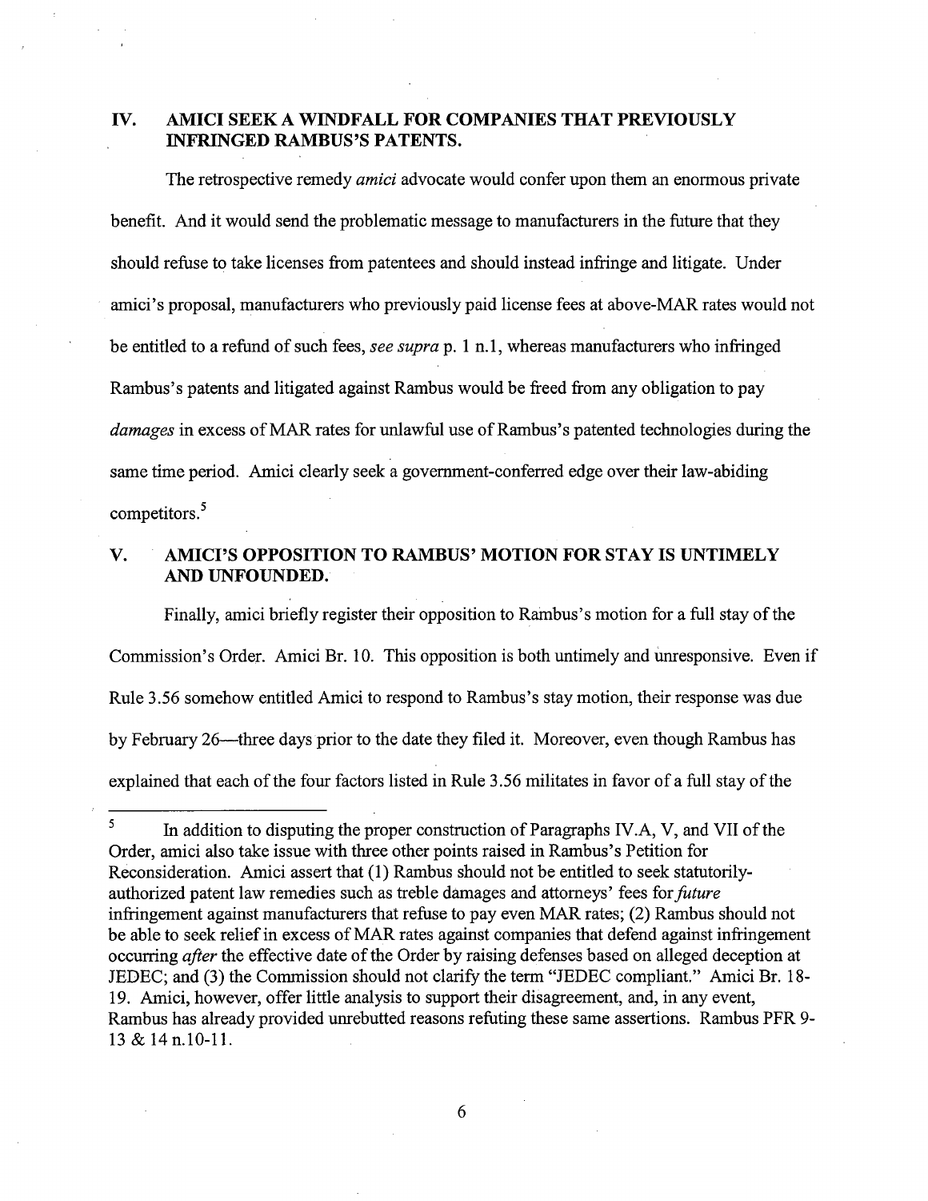## IV. AMICI SEEK A WINDFALL FOR COMPANIES THAT PREVIOUSLY INFRINGED RAMBUS'S PATENTS.

The retrospective remedy *amici* advocate would confer upon them an enormous private benefit. And it would send the problematic message to manufacturers in the future that they should refuse to take licenses from patentees and should instead infringe and litigate. Under amici's proposal, manufacturers who previously paid license fees at above-MAR rates would not be entitled to a refund of such fees, *see supra* p. 1 n.1, whereas manufacturers who infringed Rambus's patents and litigated against Rambus would be freed from any obligation to pay *damages* in excess of MAR rates for unlawful use of Rambus's patented technologies during the same time period. Amici clearly seek a government-conferred edge over their law-abiding competitors.[5]

## V. AMICI'S OPPOSITION TO RAMBUS' MOTION FOR STAY IS UNTIMELY AND UNFOUNDED.

Finally, amici briefly register their opposition to Rambus's motion for a full stay of the Commission's Order. Amici Br. 10. This opposition is both untimely and unresponsive. Even if Rule 3.56 somehow entitled Amici to respond to Rambus's stay motion, their response was due by February 26—three days prior to the date they filed it. Moreover, even though Rambus has explained that each of the four factors listed in Rule 3.56 militates in favor of a full stay of the

---

[5] In addition to disputing the proper construction of Paragraphs IV.A, V, and VII of the Order, amici also take issue with three other points raised in Rambus's Petition for Reconsideration. Amici assert that (1) Rambus should not be entitled to seek statutorily-authorized patent law remedies such as treble damages and attorneys' fees for *future* infringement against manufacturers that refuse to pay even MAR rates; (2) Rambus should not be able to seek relief in excess of MAR rates against companies that defend against infringement occurring *after* the effective date of the Order by raising defenses based on alleged deception at JEDEC; and (3) the Commission should not clarify the term "JEDEC compliant." Amici Br. 18-19. Amici, however, offer little analysis to support their disagreement, and, in any event, Rambus has already provided unrebutted reasons refuting these same assertions. Rambus PFR 9-13 & 14 n.10-11.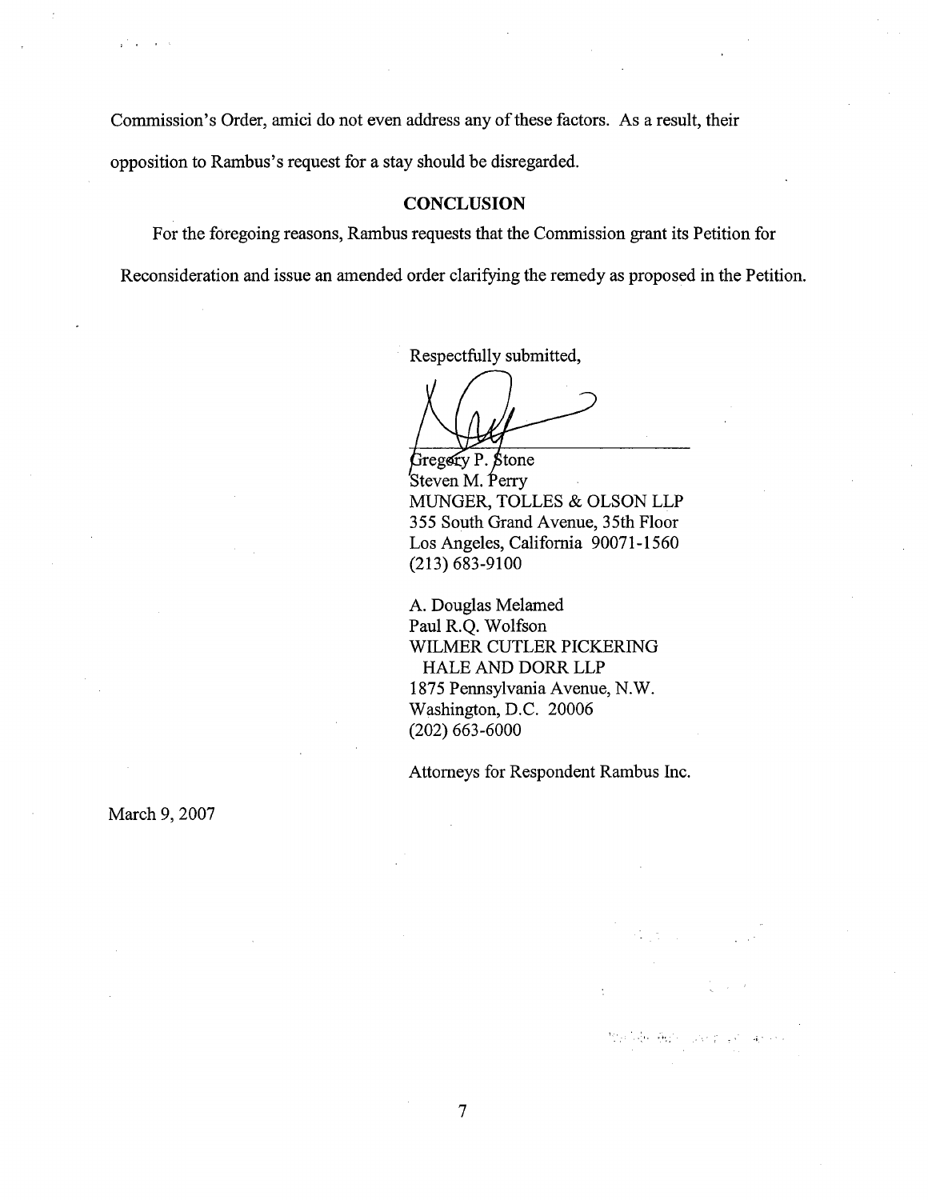Commission's Order, amici do not even address any of these factors. As a result, their opposition to Rambus's request for a stay should be disregarded.

## CONCLUSION

For the foregoing reasons, Rambus requests that the Commission grant its Petition for Reconsideration and issue an amended order clarifying the remedy as proposed in the Petition.

Respectfully submitted,

Gregory P. Stone  
Steven M. Perry  
MUNGER, TOLLES & OLSON LLP  
355 South Grand Avenue, 35th Floor  
Los Angeles, California 90071-1560  
(213) 683-9100

A. Douglas Melamed  
Paul R.Q. Wolfson  
WILMER CUTLER PICKERING  
HALE AND DORR LLP  
1875 Pennsylvania Avenue, N.W.  
Washington, D.C. 20006  
(202) 663-6000

Attorneys for Respondent Rambus Inc.

March 9, 2007